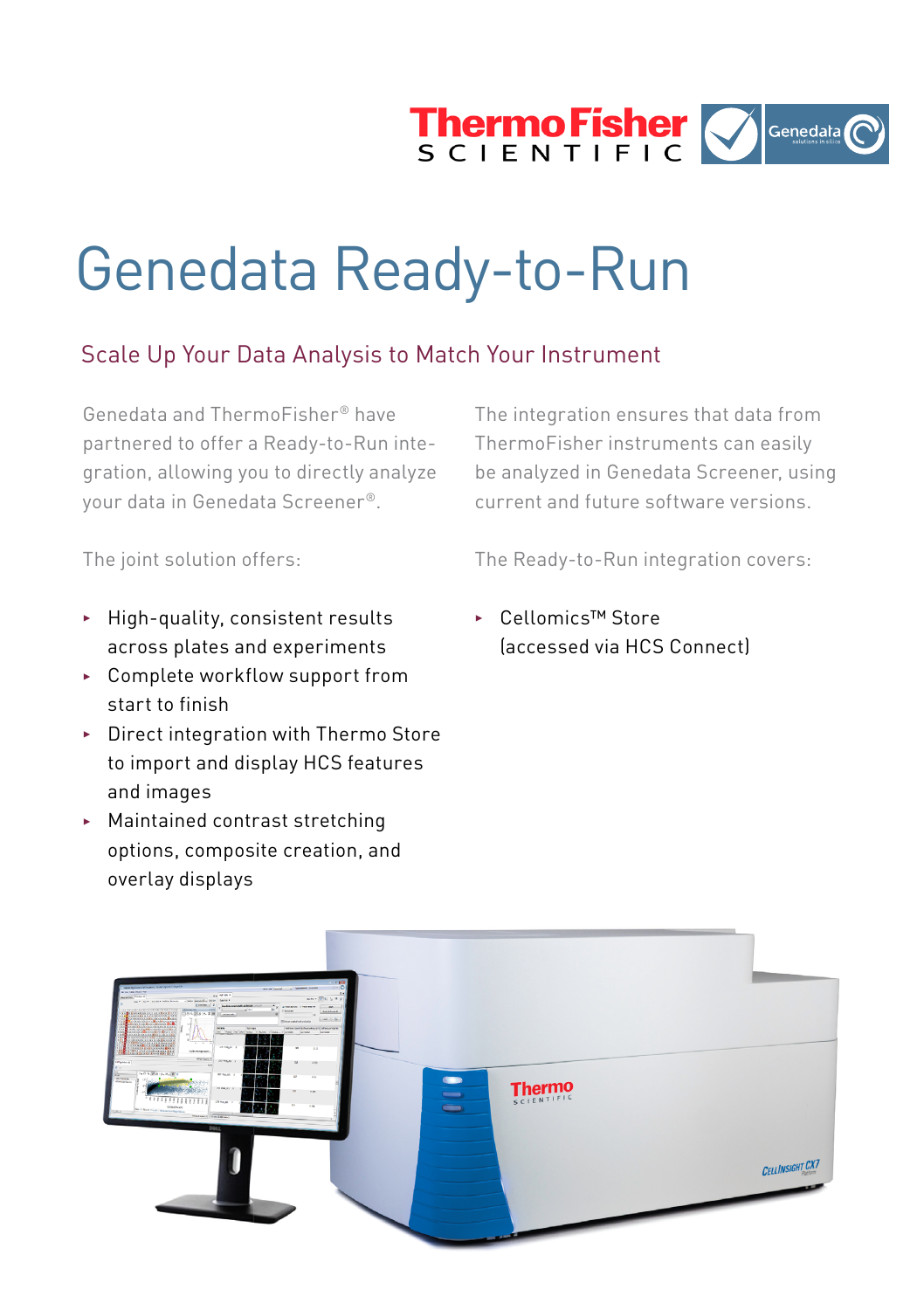# Genedata Ready-to-Run

## Scale Up Your Data Analysis to Match Your Instrument

Genedata and ThermoFisher® have partnered to offer a Ready-to-Run integration, allowing you to directly analyze your data in Genedata Screener®.

The joint solution offers:

- High-quality, consistent results across plates and experiments
- Complete workflow support from start to finish
- Direct integration with Thermo Store to import and display HCS features and images
- Maintained contrast stretching options, composite creation, and overlay displays

The integration ensures that data from ThermoFisher instruments can easily be analyzed in Genedata Screener, using current and future software versions.

The Ready-to-Run integration covers:

- Cellomics™ Store (accessed via HCS Connect)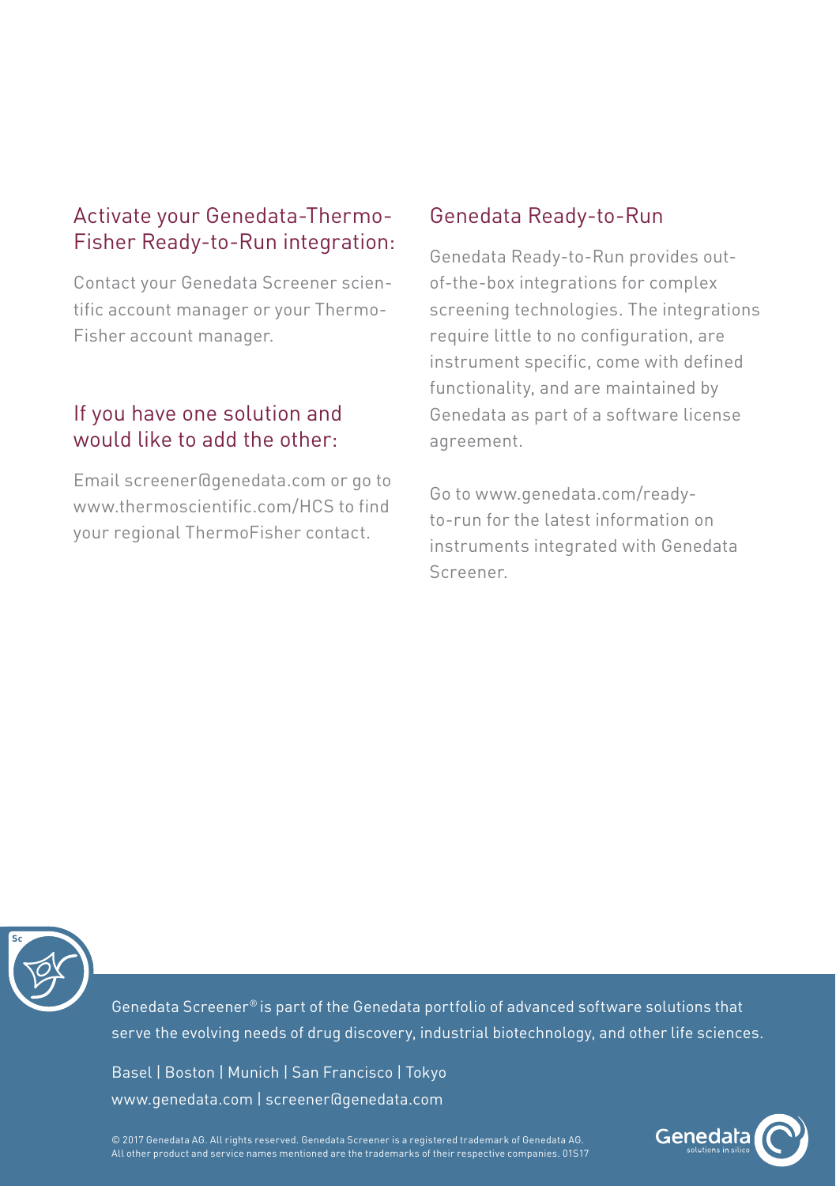## Activate your Genedata-ThermoFisher Ready-to-Run integration:

Contact your Genedata Screener scientific account manager or your ThermoFisher account manager.

## If you have one solution and would like to add the other:

Email screener@genedata.com or go to www.thermoscientific.com/HCS to find your regional ThermoFisher contact.

## Genedata Ready-to-Run

Genedata Ready-to-Run provides out-of-the-box integrations for complex screening technologies. The integrations require little to no configuration, are instrument specific, come with defined functionality, and are maintained by Genedata as part of a software license agreement.

Go to www.genedata.com/ready-to-run for the latest information on instruments integrated with Genedata Screener.

Genedata Screener® is part of the Genedata portfolio of advanced software solutions that serve the evolving needs of drug discovery, industrial biotechnology, and other life sciences.

Basel | Boston | Munich | San Francisco | Tokyo
www.genedata.com | screener@genedata.com

© 2017 Genedata AG. All rights reserved. Genedata Screener is a registered trademark of Genedata AG. All other product and service names mentioned are the trademarks of their respective companies. 01S17